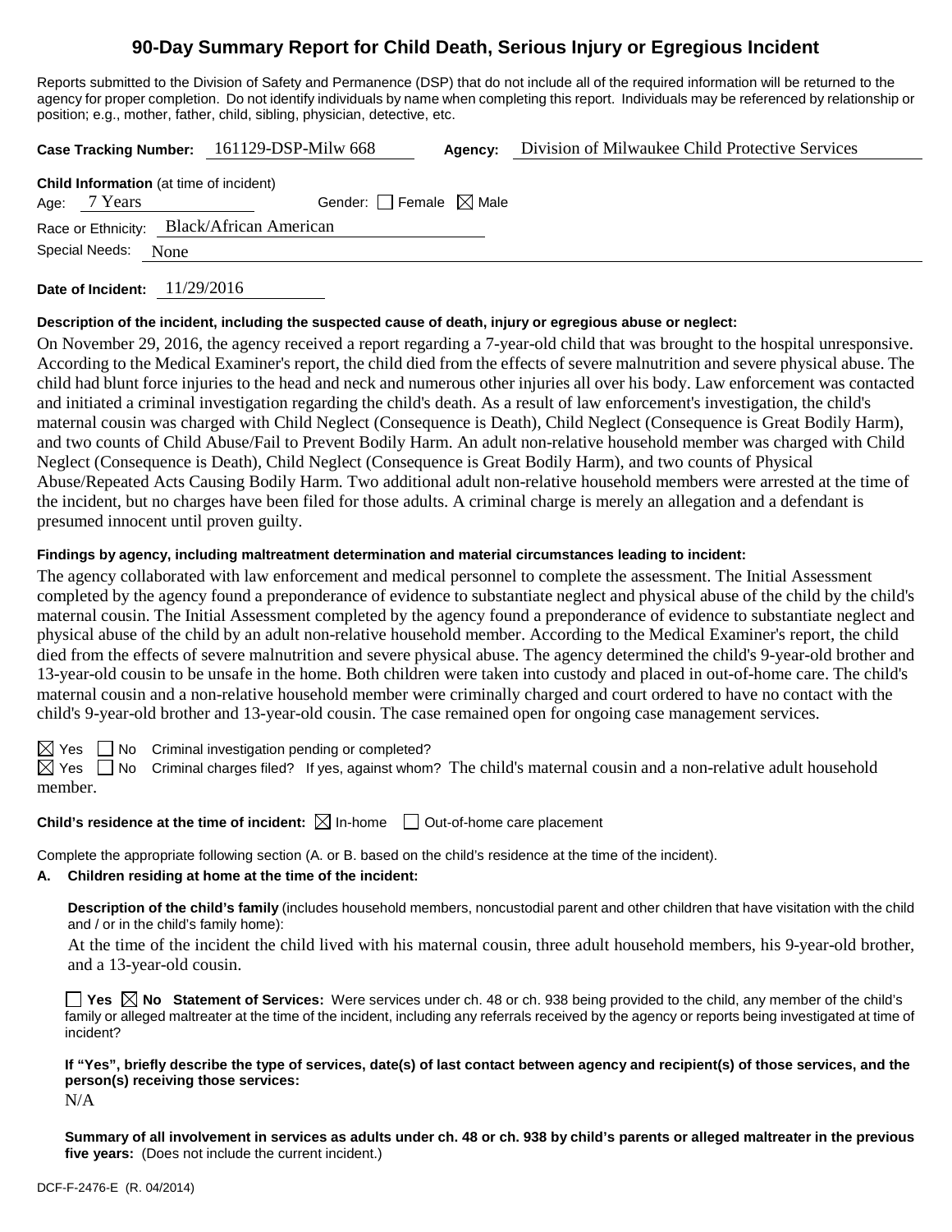# 90-Day Summary Report for Child Death, Serious Injury or Egregious Incident

Reports submitted to the Division of Safety and Permanence (DSP) that do not include all of the required information will be returned to the agency for proper completion. Do not identify individuals by name when completing this report. Individuals may be referenced by relationship or position; e.g., mother, father, child, sibling, physician, detective, etc.

**Case Tracking Number:** 161129-DSP-Milw 668 **Agency:** Division of Milwaukee Child Protective Services

**Child Information** (at time of incident)

Age: 7 Years Gender: ☐ Female ☒ Male

Race or Ethnicity: Black/African American

Special Needs: None

**Date of Incident:** 11/29/2016

**Description of the incident, including the suspected cause of death, injury or egregious abuse or neglect:**

On November 29, 2016, the agency received a report regarding a 7-year-old child that was brought to the hospital unresponsive. According to the Medical Examiner's report, the child died from the effects of severe malnutrition and severe physical abuse. The child had blunt force injuries to the head and neck and numerous other injuries all over his body. Law enforcement was contacted and initiated a criminal investigation regarding the child's death. As a result of law enforcement's investigation, the child's maternal cousin was charged with Child Neglect (Consequence is Death), Child Neglect (Consequence is Great Bodily Harm), and two counts of Child Abuse/Fail to Prevent Bodily Harm. An adult non-relative household member was charged with Child Neglect (Consequence is Death), Child Neglect (Consequence is Great Bodily Harm), and two counts of Physical Abuse/Repeated Acts Causing Bodily Harm. Two additional adult non-relative household members were arrested at the time of the incident, but no charges have been filed for those adults. A criminal charge is merely an allegation and a defendant is presumed innocent until proven guilty.

**Findings by agency, including maltreatment determination and material circumstances leading to incident:**

The agency collaborated with law enforcement and medical personnel to complete the assessment. The Initial Assessment completed by the agency found a preponderance of evidence to substantiate neglect and physical abuse of the child by the child's maternal cousin. The Initial Assessment completed by the agency found a preponderance of evidence to substantiate neglect and physical abuse of the child by an adult non-relative household member. According to the Medical Examiner's report, the child died from the effects of severe malnutrition and severe physical abuse. The agency determined the child's 9-year-old brother and 13-year-old cousin to be unsafe in the home. Both children were taken into custody and placed in out-of-home care. The child's maternal cousin and a non-relative household member were criminally charged and court ordered to have no contact with the child's 9-year-old brother and 13-year-old cousin. The case remained open for ongoing case management services.

☒ Yes ☐ No Criminal investigation pending or completed?

☒ Yes ☐ No Criminal charges filed? If yes, against whom? The child's maternal cousin and a non-relative adult household member.

**Child's residence at the time of incident:** ☒ In-home ☐ Out-of-home care placement

Complete the appropriate following section (A. or B. based on the child's residence at the time of the incident).

**A. Children residing at home at the time of the incident:**

**Description of the child's family** (includes household members, noncustodial parent and other children that have visitation with the child and / or in the child's family home):

At the time of the incident the child lived with his maternal cousin, three adult household members, his 9-year-old brother, and a 13-year-old cousin.

☐ **Yes** ☒ **No Statement of Services:** Were services under ch. 48 or ch. 938 being provided to the child, any member of the child's family or alleged maltreater at the time of the incident, including any referrals received by the agency or reports being investigated at time of incident?

**If "Yes", briefly describe the type of services, date(s) of last contact between agency and recipient(s) of those services, and the person(s) receiving those services:**

N/A

**Summary of all involvement in services as adults under ch. 48 or ch. 938 by child's parents or alleged maltreater in the previous five years:** (Does not include the current incident.)

DCF-F-2476-E (R. 04/2014)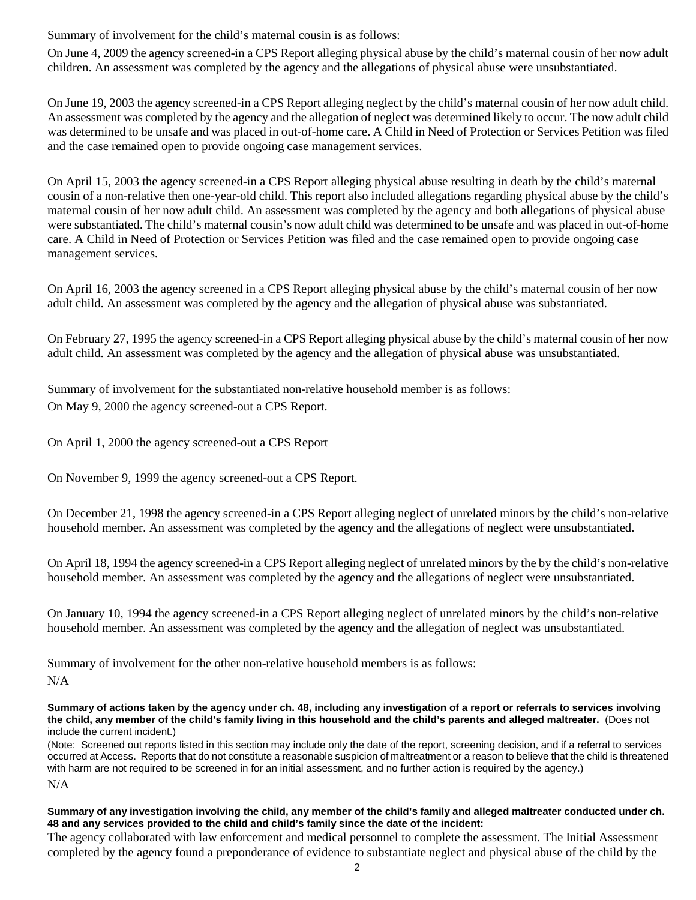Summary of involvement for the child's maternal cousin is as follows:

On June 4, 2009 the agency screened-in a CPS Report alleging physical abuse by the child's maternal cousin of her now adult children. An assessment was completed by the agency and the allegations of physical abuse were unsubstantiated.

On June 19, 2003 the agency screened-in a CPS Report alleging neglect by the child's maternal cousin of her now adult child. An assessment was completed by the agency and the allegation of neglect was determined likely to occur. The now adult child was determined to be unsafe and was placed in out-of-home care. A Child in Need of Protection or Services Petition was filed and the case remained open to provide ongoing case management services.

On April 15, 2003 the agency screened-in a CPS Report alleging physical abuse resulting in death by the child's maternal cousin of a non-relative then one-year-old child. This report also included allegations regarding physical abuse by the child's maternal cousin of her now adult child. An assessment was completed by the agency and both allegations of physical abuse were substantiated. The child's maternal cousin's now adult child was determined to be unsafe and was placed in out-of-home care. A Child in Need of Protection or Services Petition was filed and the case remained open to provide ongoing case management services.

On April 16, 2003 the agency screened in a CPS Report alleging physical abuse by the child's maternal cousin of her now adult child. An assessment was completed by the agency and the allegation of physical abuse was substantiated.

On February 27, 1995 the agency screened-in a CPS Report alleging physical abuse by the child's maternal cousin of her now adult child. An assessment was completed by the agency and the allegation of physical abuse was unsubstantiated.

Summary of involvement for the substantiated non-relative household member is as follows:

On May 9, 2000 the agency screened-out a CPS Report.

On April 1, 2000 the agency screened-out a CPS Report

On November 9, 1999 the agency screened-out a CPS Report.

On December 21, 1998 the agency screened-in a CPS Report alleging neglect of unrelated minors by the child's non-relative household member. An assessment was completed by the agency and the allegations of neglect were unsubstantiated.

On April 18, 1994 the agency screened-in a CPS Report alleging neglect of unrelated minors by the by the child's non-relative household member. An assessment was completed by the agency and the allegations of neglect were unsubstantiated.

On January 10, 1994 the agency screened-in a CPS Report alleging neglect of unrelated minors by the child's non-relative household member. An assessment was completed by the agency and the allegation of neglect was unsubstantiated.

Summary of involvement for the other non-relative household members is as follows:

N/A

**Summary of actions taken by the agency under ch. 48, including any investigation of a report or referrals to services involving the child, any member of the child's family living in this household and the child's parents and alleged maltreater.** (Does not include the current incident.)

(Note: Screened out reports listed in this section may include only the date of the report, screening decision, and if a referral to services occurred at Access. Reports that do not constitute a reasonable suspicion of maltreatment or a reason to believe that the child is threatened with harm are not required to be screened in for an initial assessment, and no further action is required by the agency.)

N/A

**Summary of any investigation involving the child, any member of the child's family and alleged maltreater conducted under ch. 48 and any services provided to the child and child's family since the date of the incident:**

The agency collaborated with law enforcement and medical personnel to complete the assessment. The Initial Assessment completed by the agency found a preponderance of evidence to substantiate neglect and physical abuse of the child by the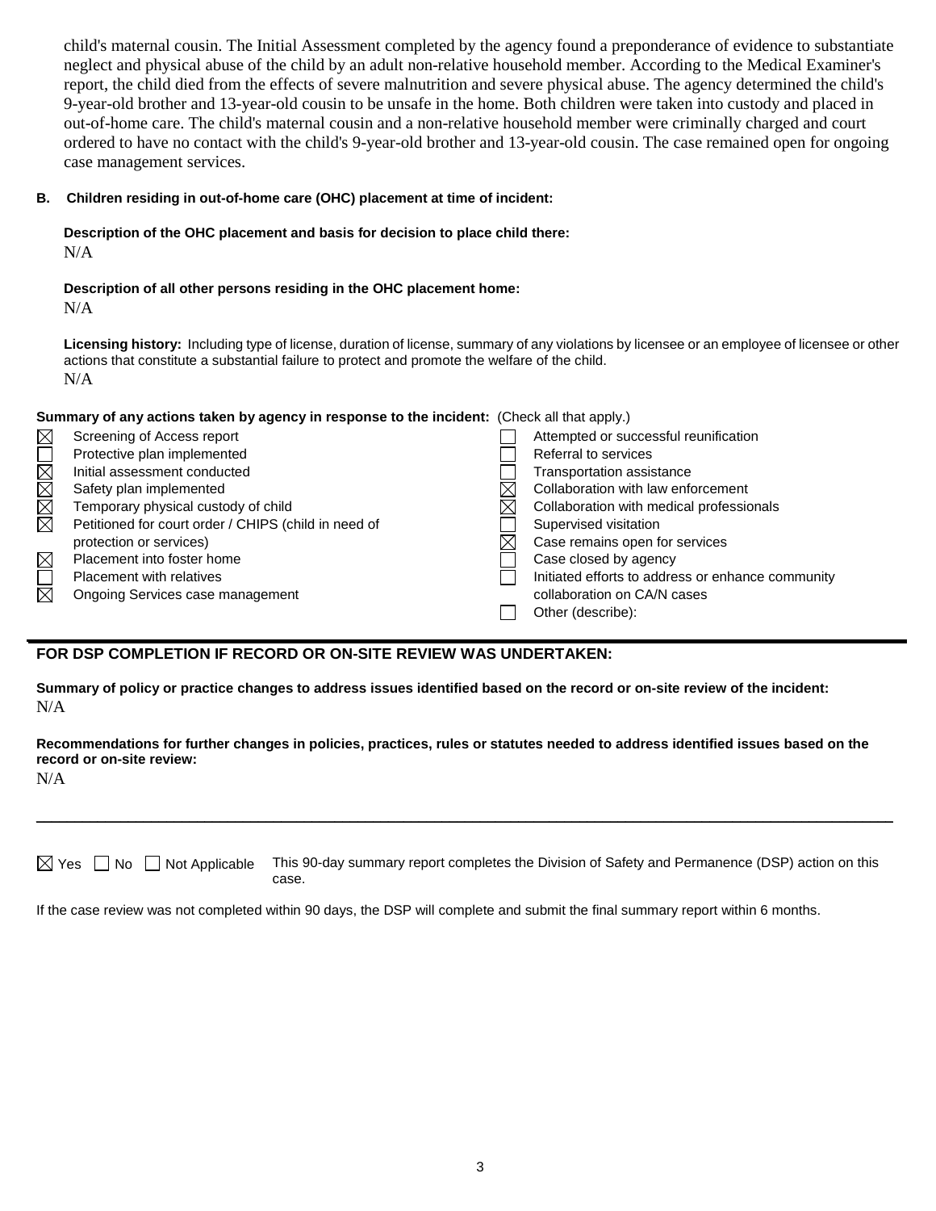child's maternal cousin. The Initial Assessment completed by the agency found a preponderance of evidence to substantiate neglect and physical abuse of the child by an adult non-relative household member. According to the Medical Examiner's report, the child died from the effects of severe malnutrition and severe physical abuse. The agency determined the child's 9-year-old brother and 13-year-old cousin to be unsafe in the home. Both children were taken into custody and placed in out-of-home care. The child's maternal cousin and a non-relative household member were criminally charged and court ordered to have no contact with the child's 9-year-old brother and 13-year-old cousin. The case remained open for ongoing case management services.

**B. Children residing in out-of-home care (OHC) placement at time of incident:**

**Description of the OHC placement and basis for decision to place child there:**
N/A

**Description of all other persons residing in the OHC placement home:**
N/A

**Licensing history:** Including type of license, duration of license, summary of any violations by licensee or an employee of licensee or other actions that constitute a substantial failure to protect and promote the welfare of the child.
N/A

**Summary of any actions taken by agency in response to the incident:** (Check all that apply.)

- ☒ Screening of Access report
- ☐ Protective plan implemented
- ☒ Initial assessment conducted
- ☒ Safety plan implemented
- ☒ Temporary physical custody of child
- ☒ Petitioned for court order / CHIPS (child in need of protection or services)
- ☒ Placement into foster home
- ☐ Placement with relatives
- ☒ Ongoing Services case management
- ☐ Attempted or successful reunification
- ☐ Referral to services
- ☐ Transportation assistance
- ☒ Collaboration with law enforcement
- ☒ Collaboration with medical professionals
- ☐ Supervised visitation
- ☒ Case remains open for services
- ☐ Case closed by agency
- ☐ Initiated efforts to address or enhance community collaboration on CA/N cases
- ☐ Other (describe):

---

**FOR DSP COMPLETION IF RECORD OR ON-SITE REVIEW WAS UNDERTAKEN:**

**Summary of policy or practice changes to address issues identified based on the record or on-site review of the incident:**
N/A

**Recommendations for further changes in policies, practices, rules or statutes needed to address identified issues based on the record or on-site review:**
N/A

---

☒ Yes ☐ No ☐ Not Applicable This 90-day summary report completes the Division of Safety and Permanence (DSP) action on this case.

If the case review was not completed within 90 days, the DSP will complete and submit the final summary report within 6 months.